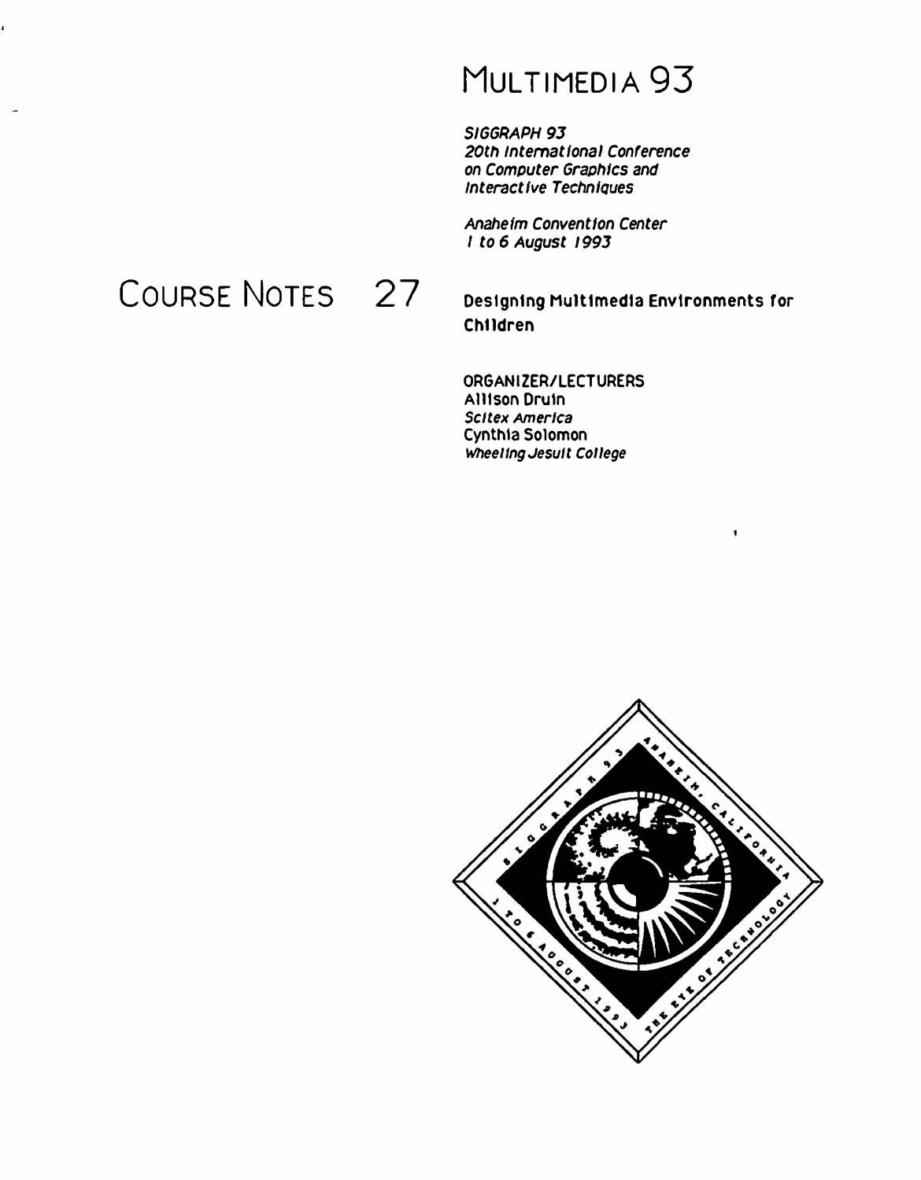# MULTIMEDIA 93

*SIGGRAPH 93*
*20th International Conference on Computer Graphics and Interactive Techniques*

*Anaheim Convention Center*
*1 to 6 August 1993*

## COURSE NOTES 27

**Designing Multimedia Environments for Children**

ORGANIZER/LECTURERS
Allison Druin
*Scitex America*
Cynthia Solomon
*Wheeling Jesuit College*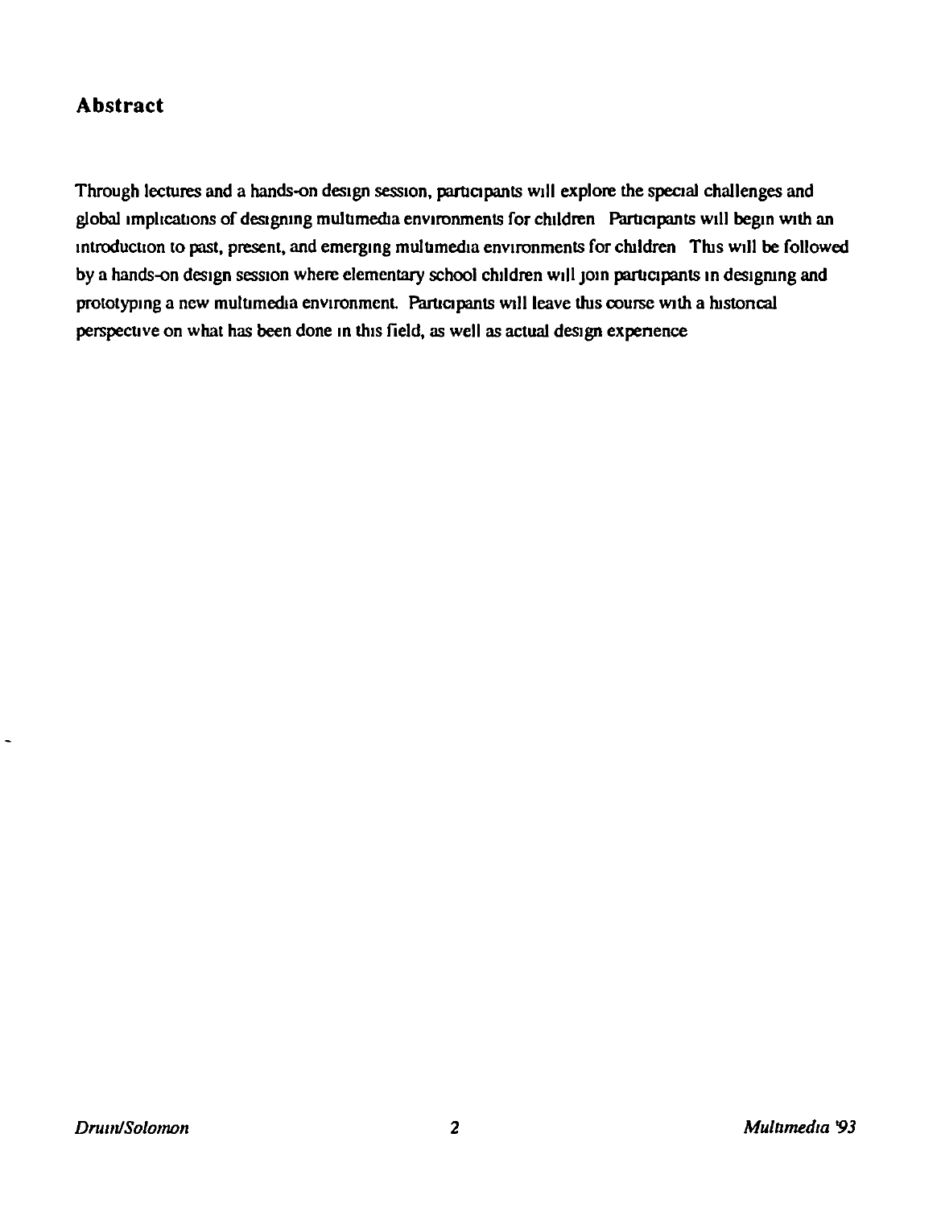## Abstract

Through lectures and a hands-on design session, participants will explore the special challenges and global implications of designing multimedia environments for children Participants will begin with an introduction to past, present, and emerging multimedia environments for children This will be followed by a hands-on design session where elementary school children will join participants in designing and prototyping a new multimedia environment. Participants will leave this course with a historical perspective on what has been done in this field, as well as actual design experience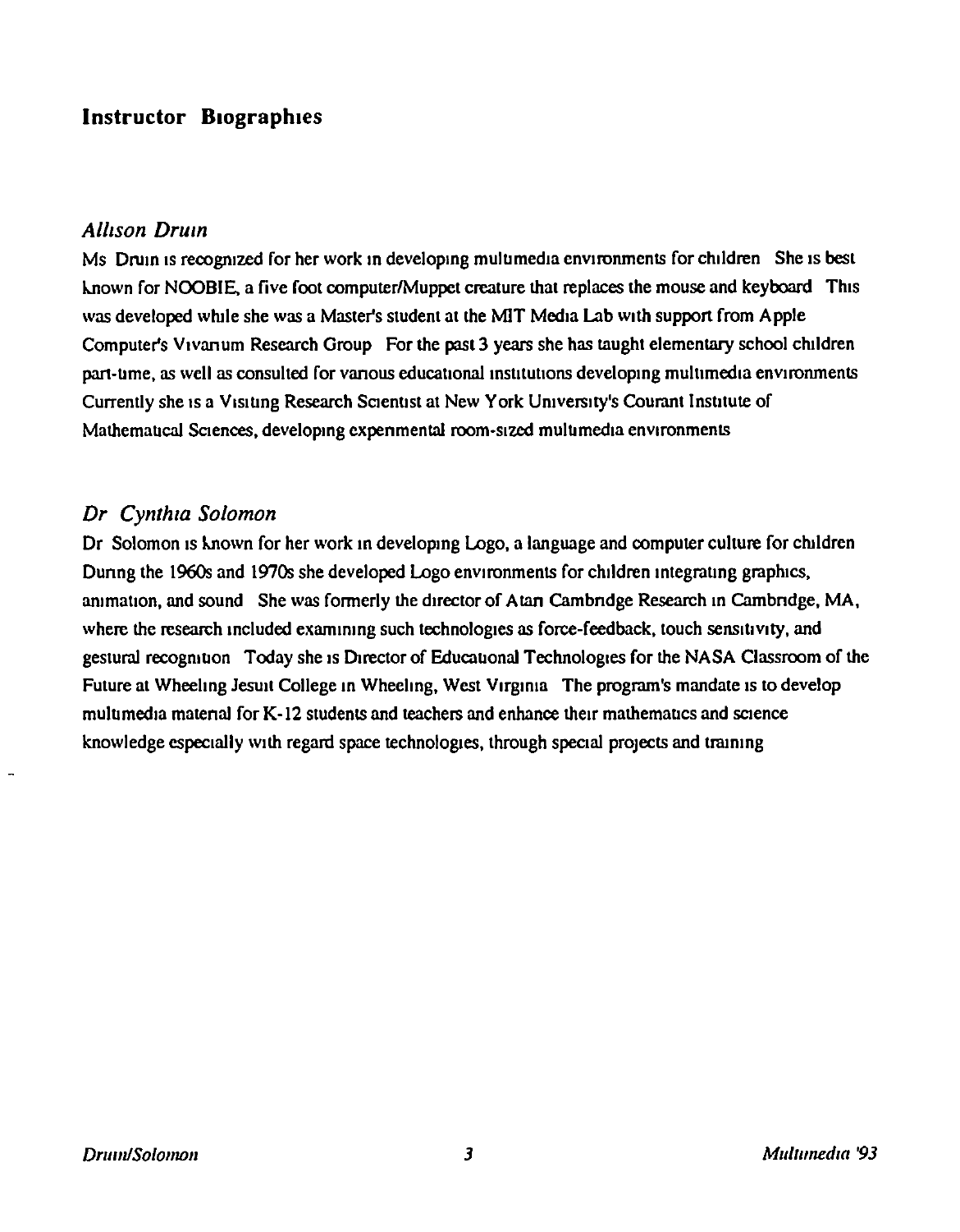## Instructor Biographies

### *Allison Druin*

Ms Druin is recognized for her work in developing multimedia environments for children She is best known for NOOBIE, a five foot computer/Muppet creature that replaces the mouse and keyboard This was developed while she was a Master's student at the MIT Media Lab with support from Apple Computer's Vivarium Research Group For the past 3 years she has taught elementary school children part-time, as well as consulted for various educational institutions developing multimedia environments Currently she is a Visiting Research Scientist at New York University's Courant Institute of Mathematical Sciences, developing experimental room-sized multimedia environments

### *Dr Cynthia Solomon*

Dr Solomon is known for her work in developing Logo, a language and computer culture for children During the 1960s and 1970s she developed Logo environments for children integrating graphics, animation, and sound She was formerly the director of Atari Cambridge Research in Cambridge, MA, where the research included examining such technologies as force-feedback, touch sensitivity, and gestural recognition Today she is Director of Educational Technologies for the NASA Classroom of the Future at Wheeling Jesuit College in Wheeling, West Virginia The program's mandate is to develop multimedia material for K-12 students and teachers and enhance their mathematics and science knowledge especially with regard space technologies, through special projects and training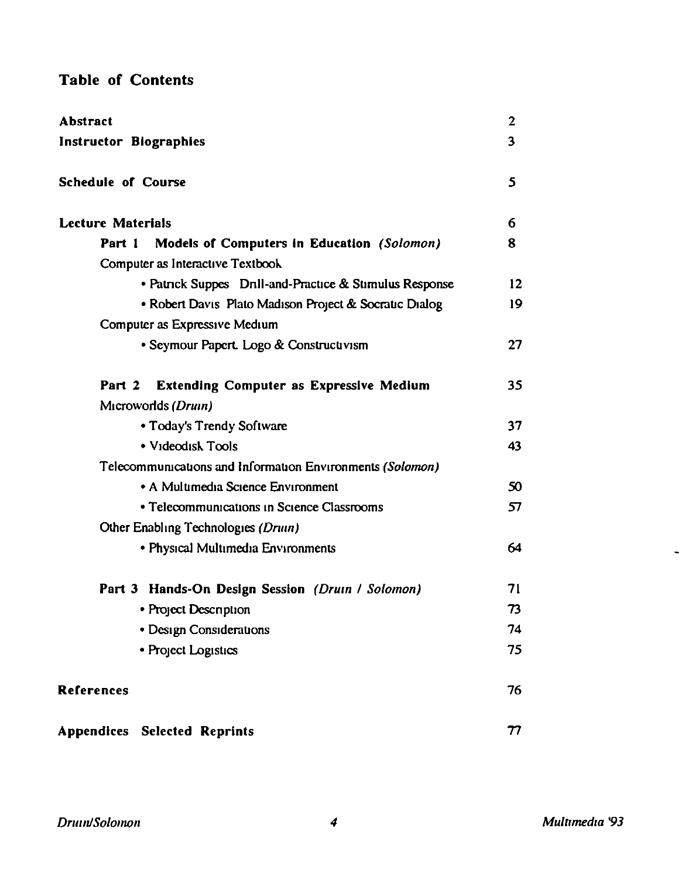## Table of Contents

| | |
|---|---|
| **Abstract** | 2 |
| **Instructor Biographies** | 3 |
| **Schedule of Course** | 5 |
| **Lecture Materials** | 6 |
| **Part 1 Models of Computers in Education** ***(Solomon)*** | 8 |
| Computer as Interactive Textbook | |
| • Patrick Suppes Drill-and-Practice & Stimulus Response | 12 |
| • Robert Davis Plato Madison Project & Socratic Dialog | 19 |
| Computer as Expressive Medium | |
| • Seymour Papert. Logo & Constructivism | 27 |
| **Part 2 Extending Computer as Expressive Medium** | 35 |
| Microworlds *(Druin)* | |
| • Today's Trendy Software | 37 |
| • Videodisk Tools | 43 |
| Telecommunications and Information Environments *(Solomon)* | |
| • A Multimedia Science Environment | 50 |
| • Telecommunications in Science Classrooms | 57 |
| Other Enabling Technologies *(Druin)* | |
| • Physical Multimedia Environments | 64 |
| **Part 3 Hands-On Design Session** ***(Druin / Solomon)*** | 71 |
| • Project Description | 73 |
| • Design Considerations | 74 |
| • Project Logistics | 75 |
| **References** | 76 |
| **Appendices Selected Reprints** | 77 |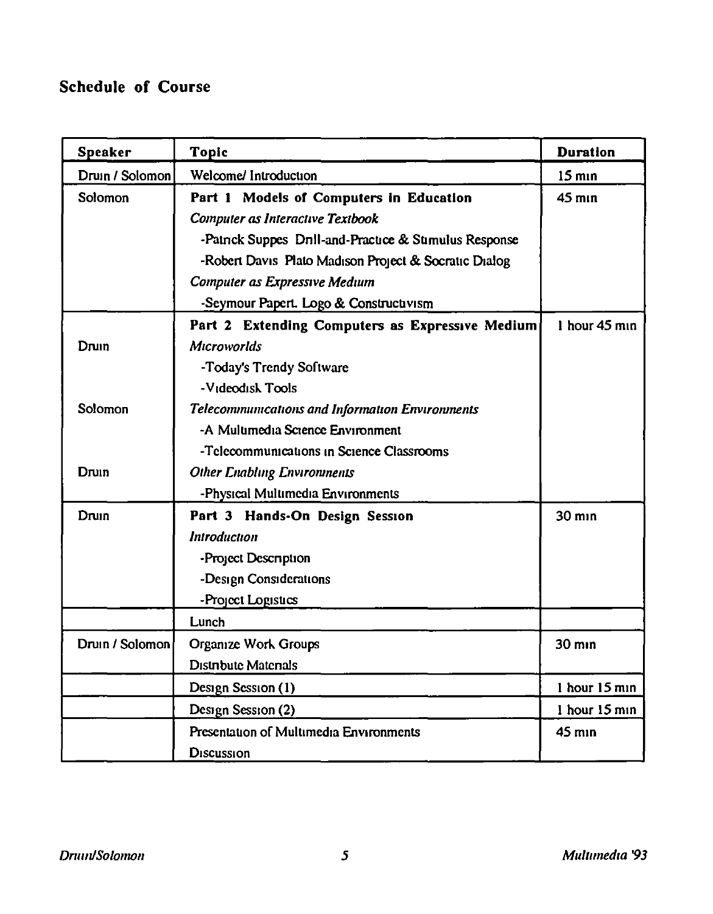## Schedule of Course

| Speaker | Topic | Duration |
|---|---|---|
| Druin / Solomon | Welcome/ Introduction | 15 min |
| Solomon | **Part 1 Models of Computers in Education** | 45 min |
| | *Computer as Interactive Textbook* | |
| | -Patrick Suppes Drill-and-Practice & Stimulus Response | |
| | -Robert Davis Plato Madison Project & Socratic Dialog | |
| | *Computer as Expressive Medium* | |
| | -Seymour Papert. Logo & Constructivism | |
| | **Part 2 Extending Computers as Expressive Medium** | 1 hour 45 min |
| Druin | *Microworlds* | |
| | -Today's Trendy Software | |
| | -Videodisk Tools | |
| Solomon | *Telecommunications and Information Environments* | |
| | -A Multimedia Science Environment | |
| | -Telecommunications in Science Classrooms | |
| Druin | *Other Enabling Environments* | |
| | -Physical Multimedia Environments | |
| Druin | **Part 3 Hands-On Design Session** | 30 min |
| | *Introduction* | |
| | -Project Description | |
| | -Design Considerations | |
| | -Project Logistics | |
| | Lunch | |
| Druin / Solomon | Organize Work Groups | 30 min |
| | Distribute Materials | |
| | Design Session (1) | 1 hour 15 min |
| | Design Session (2) | 1 hour 15 min |
| | Presentation of Multimedia Environments | 45 min |
| | Discussion | |